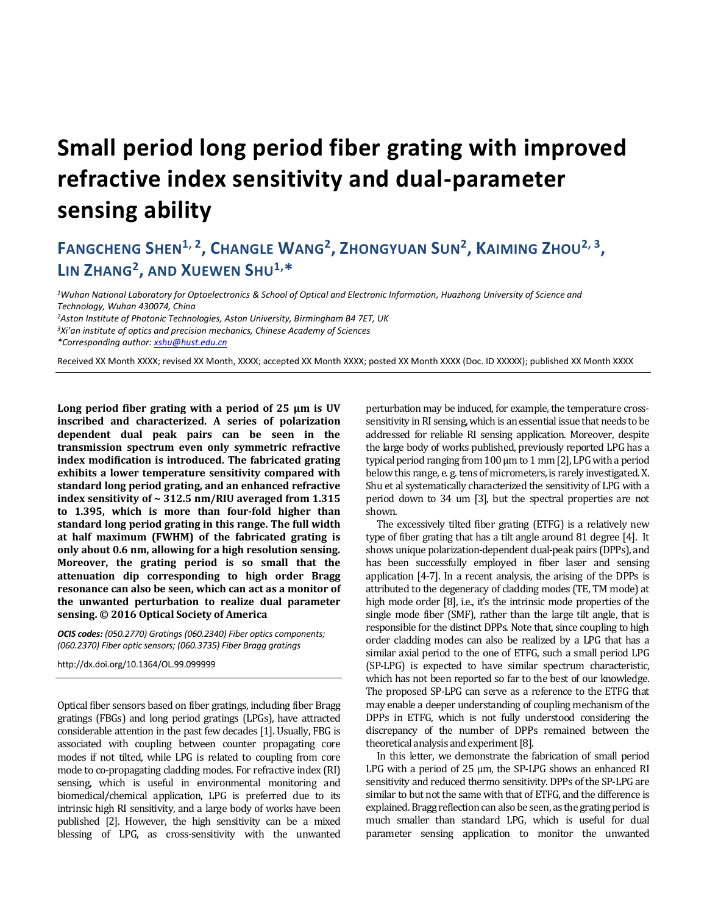# Small period long period fiber grating with improved refractive index sensitivity and dual-parameter sensing ability

**Fangcheng Shen[1, 2], Changle Wang[2], Zhongyuan Sun[2], Kaiming Zhou[2, 3], Lin Zhang[2], and Xuewen Shu[1,*]**

*[1]Wuhan National Laboratory for Optoelectronics & School of Optical and Electronic Information, Huazhong University of Science and Technology, Wuhan 430074, China*
*[2]Aston Institute of Photonic Technologies, Aston University, Birmingham B4 7ET, UK*
*[3]Xi'an institute of optics and precision mechanics, Chinese Academy of Sciences*
*\*Corresponding author: xshu@hust.edu.cn*

Received XX Month XXXX; revised XX Month, XXXX; accepted XX Month XXXX; posted XX Month XXXX (Doc. ID XXXXX); published XX Month XXXX

**Long period fiber grating with a period of 25 μm is UV inscribed and characterized. A series of polarization dependent dual peak pairs can be seen in the transmission spectrum even only symmetric refractive index modification is introduced. The fabricated grating exhibits a lower temperature sensitivity compared with standard long period grating, and an enhanced refractive index sensitivity of ~ 312.5 nm/RIU averaged from 1.315 to 1.395, which is more than four-fold higher than standard long period grating in this range. The full width at half maximum (FWHM) of the fabricated grating is only about 0.6 nm, allowing for a high resolution sensing. Moreover, the grating period is so small that the attenuation dip corresponding to high order Bragg resonance can also be seen, which can act as a monitor of the unwanted perturbation to realize dual parameter sensing. © 2016 Optical Society of America**

***OCIS codes:*** *(050.2770) Gratings (060.2340) Fiber optics components; (060.2370) Fiber optic sensors; (060.3735) Fiber Bragg gratings*

http://dx.doi.org/10.1364/OL.99.099999

Optical fiber sensors based on fiber gratings, including fiber Bragg gratings (FBGs) and long period gratings (LPGs), have attracted considerable attention in the past few decades [1]. Usually, FBG is associated with coupling between counter propagating core modes if not tilted, while LPG is related to coupling from core mode to co-propagating cladding modes. For refractive index (RI) sensing, which is useful in environmental monitoring and biomedical/chemical application, LPG is preferred due to its intrinsic high RI sensitivity, and a large body of works have been published [2]. However, the high sensitivity can be a mixed blessing of LPG, as cross-sensitivity with the unwanted perturbation may be induced, for example, the temperature cross-sensitivity in RI sensing, which is an essential issue that needs to be addressed for reliable RI sensing application. Moreover, despite the large body of works published, previously reported LPG has a typical period ranging from 100 μm to 1 mm [2], LPG with a period below this range, e. g. tens of micrometers, is rarely investigated. X. Shu et al systematically characterized the sensitivity of LPG with a period down to 34 um [3], but the spectral properties are not shown.

The excessively tilted fiber grating (ETFG) is a relatively new type of fiber grating that has a tilt angle around 81 degree [4]. It shows unique polarization-dependent dual-peak pairs (DPPs), and has been successfully employed in fiber laser and sensing application [4-7]. In a recent analysis, the arising of the DPPs is attributed to the degeneracy of cladding modes (TE, TM mode) at high mode order [8], i.e., it's the intrinsic mode properties of the single mode fiber (SMF), rather than the large tilt angle, that is responsible for the distinct DPPs. Note that, since coupling to high order cladding modes can also be realized by a LPG that has a similar axial period to the one of ETFG, such a small period LPG (SP-LPG) is expected to have similar spectrum characteristic, which has not been reported so far to the best of our knowledge. The proposed SP-LPG can serve as a reference to the ETFG that may enable a deeper understanding of coupling mechanism of the DPPs in ETFG, which is not fully understood considering the discrepancy of the number of DPPs remained between the theoretical analysis and experiment [8].

In this letter, we demonstrate the fabrication of small period LPG with a period of 25 μm, the SP-LPG shows an enhanced RI sensitivity and reduced thermo sensitivity. DPPs of the SP-LPG are similar to but not the same with that of ETFG, and the difference is explained. Bragg reflection can also be seen, as the grating period is much smaller than standard LPG, which is useful for dual parameter sensing application to monitor the unwanted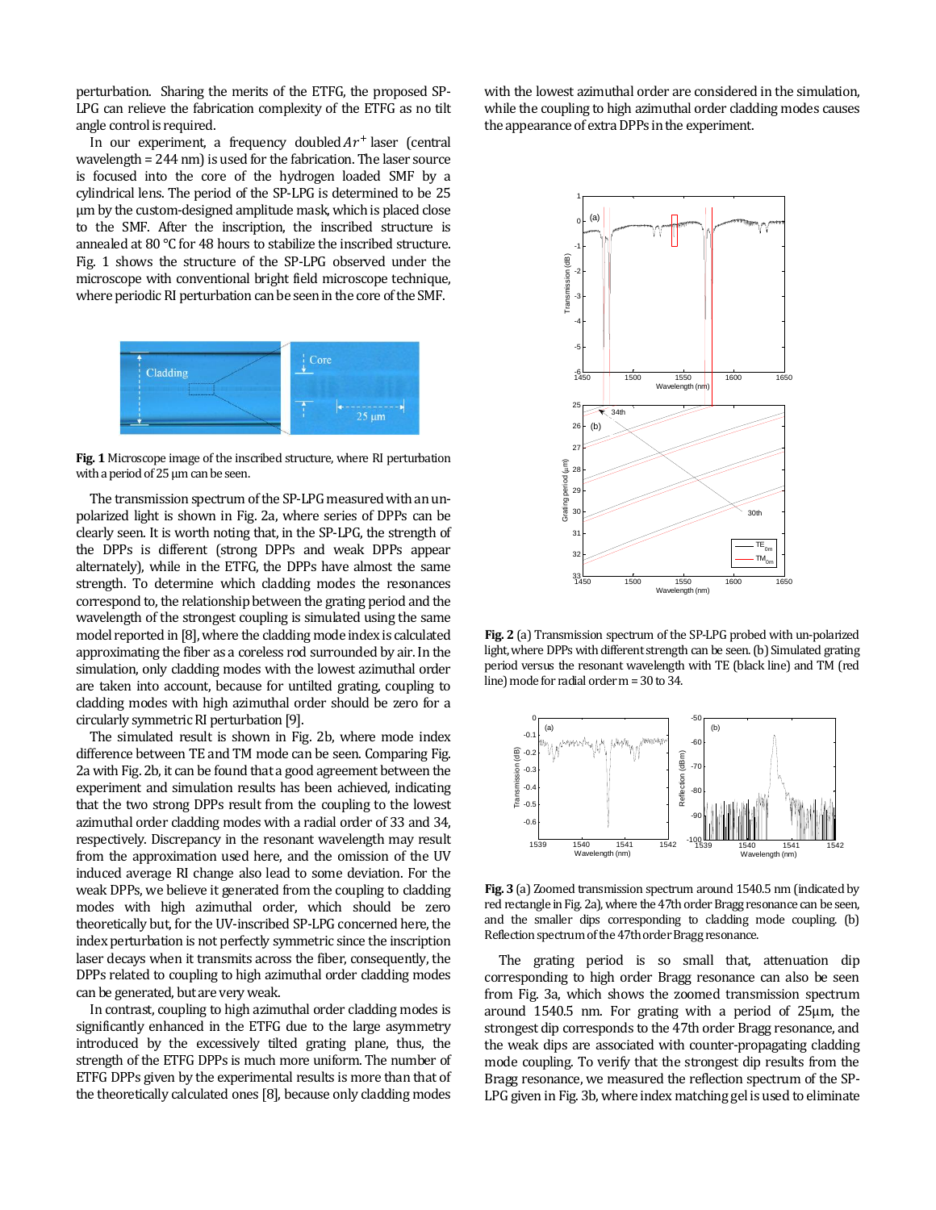perturbation. Sharing the merits of the ETFG, the proposed SP-LPG can relieve the fabrication complexity of the ETFG as no tilt angle control is required.

In our experiment, a frequency doubled $Ar^{+}$ laser (central wavelength = 244 nm) is used for the fabrication. The laser source is focused into the core of the hydrogen loaded SMF by a cylindrical lens. The period of the SP-LPG is determined to be 25 μm by the custom-designed amplitude mask, which is placed close to the SMF. After the inscription, the inscribed structure is annealed at 80 °C for 48 hours to stabilize the inscribed structure. Fig. 1 shows the structure of the SP-LPG observed under the microscope with conventional bright field microscope technique, where periodic RI perturbation can be seen in the core of the SMF.

**Fig. 1** Microscope image of the inscribed structure, where RI perturbation with a period of 25 μm can be seen.

The transmission spectrum of the SP-LPG measured with an un-polarized light is shown in Fig. 2a, where series of DPPs can be clearly seen. It is worth noting that, in the SP-LPG, the strength of the DPPs is different (strong DPPs and weak DPPs appear alternately), while in the ETFG, the DPPs have almost the same strength. To determine which cladding modes the resonances correspond to, the relationship between the grating period and the wavelength of the strongest coupling is simulated using the same model reported in [8], where the cladding mode index is calculated approximating the fiber as a coreless rod surrounded by air. In the simulation, only cladding modes with the lowest azimuthal order are taken into account, because for untilted grating, coupling to cladding modes with high azimuthal order should be zero for a circularly symmetric RI perturbation [9].

The simulated result is shown in Fig. 2b, where mode index difference between TE and TM mode can be seen. Comparing Fig. 2a with Fig. 2b, it can be found that a good agreement between the experiment and simulation results has been achieved, indicating that the two strong DPPs result from the coupling to the lowest azimuthal order cladding modes with a radial order of 33 and 34, respectively. Discrepancy in the resonant wavelength may result from the approximation used here, and the omission of the UV induced average RI change also lead to some deviation. For the weak DPPs, we believe it generated from the coupling to cladding modes with high azimuthal order, which should be zero theoretically but, for the UV-inscribed SP-LPG concerned here, the index perturbation is not perfectly symmetric since the inscription laser decays when it transmits across the fiber, consequently, the DPPs related to coupling to high azimuthal order cladding modes can be generated, but are very weak.

In contrast, coupling to high azimuthal order cladding modes is significantly enhanced in the ETFG due to the large asymmetry introduced by the excessively tilted grating plane, thus, the strength of the ETFG DPPs is much more uniform. The number of ETFG DPPs given by the experimental results is more than that of the theoretically calculated ones [8], because only cladding modes with the lowest azimuthal order are considered in the simulation, while the coupling to high azimuthal order cladding modes causes the appearance of extra DPPs in the experiment.

**Fig. 2** (a) Transmission spectrum of the SP-LPG probed with un-polarized light, where DPPs with different strength can be seen. (b) Simulated grating period versus the resonant wavelength with TE (black line) and TM (red line) mode for radial order m = 30 to 34.

**Fig. 3** (a) Zoomed transmission spectrum around 1540.5 nm (indicated by red rectangle in Fig. 2a), where the 47th order Bragg resonance can be seen, and the smaller dips corresponding to cladding mode coupling. (b) Reflection spectrum of the 47th order Bragg resonance.

The grating period is so small that, attenuation dip corresponding to high order Bragg resonance can also be seen from Fig. 3a, which shows the zoomed transmission spectrum around 1540.5 nm. For grating with a period of 25μm, the strongest dip corresponds to the 47th order Bragg resonance, and the weak dips are associated with counter-propagating cladding mode coupling. To verify that the strongest dip results from the Bragg resonance, we measured the reflection spectrum of the SP-LPG given in Fig. 3b, where index matching gel is used to eliminate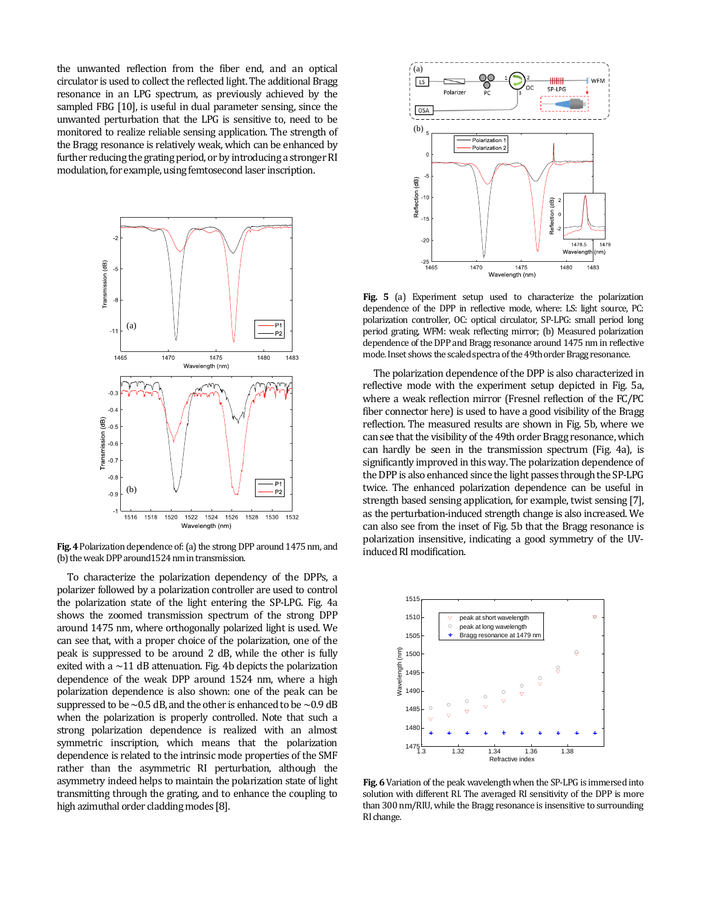the unwanted reflection from the fiber end, and an optical circulator is used to collect the reflected light. The additional Bragg resonance in an LPG spectrum, as previously achieved by the sampled FBG [10], is useful in dual parameter sensing, since the unwanted perturbation that the LPG is sensitive to, need to be monitored to realize reliable sensing application. The strength of the Bragg resonance is relatively weak, which can be enhanced by further reducing the grating period, or by introducing a stronger RI modulation, for example, using femtosecond laser inscription.

**Fig. 4** Polarization dependence of: (a) the strong DPP around 1475 nm, and (b) the weak DPP around 1524 nm in transmission.

To characterize the polarization dependency of the DPPs, a polarizer followed by a polarization controller are used to control the polarization state of the light entering the SP-LPG. Fig. 4a shows the zoomed transmission spectrum of the strong DPP around 1475 nm, where orthogonally polarized light is used. We can see that, with a proper choice of the polarization, one of the peak is suppressed to be around 2 dB, while the other is fully exited with a ~11 dB attenuation. Fig. 4b depicts the polarization dependence of the weak DPP around 1524 nm, where a high polarization dependence is also shown: one of the peak can be suppressed to be ~0.5 dB, and the other is enhanced to be ~0.9 dB when the polarization is properly controlled. Note that such a strong polarization dependence is realized with an almost symmetric inscription, which means that the polarization dependence is related to the intrinsic mode properties of the SMF rather than the asymmetric RI perturbation, although the asymmetry indeed helps to maintain the polarization state of light transmitting through the grating, and to enhance the coupling to high azimuthal order cladding modes [8].

**Fig. 5** (a) Experiment setup used to characterize the polarization dependence of the DPP in reflective mode, where: LS: light source, PC: polarization controller, OC: optical circulator, SP-LPG: small period long period grating, WFM: weak reflecting mirror; (b) Measured polarization dependence of the DPP and Bragg resonance around 1475 nm in reflective mode. Inset shows the scaled spectra of the 49th order Bragg resonance.

The polarization dependence of the DPP is also characterized in reflective mode with the experiment setup depicted in Fig. 5a, where a weak reflection mirror (Fresnel reflection of the FC/PC fiber connector here) is used to have a good visibility of the Bragg reflection. The measured results are shown in Fig. 5b, where we can see that the visibility of the 49th order Bragg resonance, which can hardly be seen in the transmission spectrum (Fig. 4a), is significantly improved in this way. The polarization dependence of the DPP is also enhanced since the light passes through the SP-LPG twice. The enhanced polarization dependence can be useful in strength based sensing application, for example, twist sensing [7], as the perturbation-induced strength change is also increased. We can also see from the inset of Fig. 5b that the Bragg resonance is polarization insensitive, indicating a good symmetry of the UV-induced RI modification.

**Fig. 6** Variation of the peak wavelength when the SP-LPG is immersed into solution with different RI. The averaged RI sensitivity of the DPP is more than 300 nm/RIU, while the Bragg resonance is insensitive to surrounding RI change.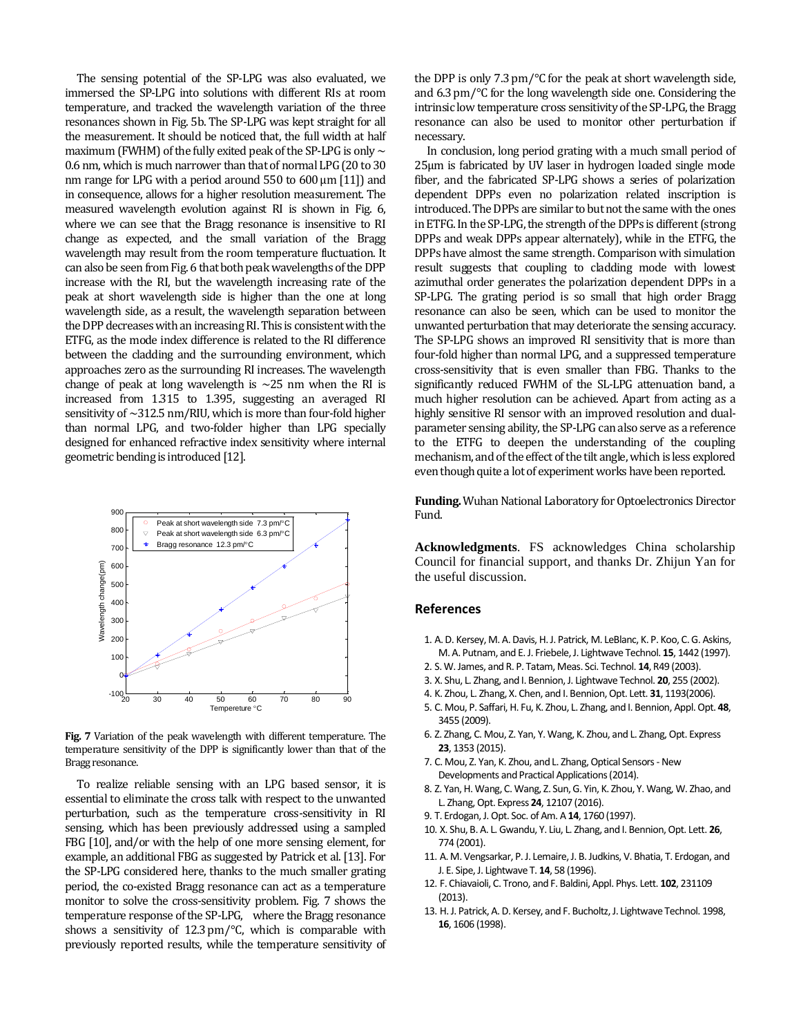The sensing potential of the SP-LPG was also evaluated, we immersed the SP-LPG into solutions with different RIs at room temperature, and tracked the wavelength variation of the three resonances shown in Fig. 5b. The SP-LPG was kept straight for all the measurement. It should be noticed that, the full width at half maximum (FWHM) of the fully exited peak of the SP-LPG is only ~ 0.6 nm, which is much narrower than that of normal LPG (20 to 30 nm range for LPG with a period around 550 to 600 µm [11]) and in consequence, allows for a higher resolution measurement. The measured wavelength evolution against RI is shown in Fig. 6, where we can see that the Bragg resonance is insensitive to RI change as expected, and the small variation of the Bragg wavelength may result from the room temperature fluctuation. It can also be seen from Fig. 6 that both peak wavelengths of the DPP increase with the RI, but the wavelength increasing rate of the peak at short wavelength side is higher than the one at long wavelength side, as a result, the wavelength separation between the DPP decreases with an increasing RI. This is consistent with the ETFG, as the mode index difference is related to the RI difference between the cladding and the surrounding environment, which approaches zero as the surrounding RI increases. The wavelength change of peak at long wavelength is ~25 nm when the RI is increased from 1.315 to 1.395, suggesting an averaged RI sensitivity of ~312.5 nm/RIU, which is more than four-fold higher than normal LPG, and two-folder higher than LPG specially designed for enhanced refractive index sensitivity where internal geometric bending is introduced [12].

**Fig. 7** Variation of the peak wavelength with different temperature. The temperature sensitivity of the DPP is significantly lower than that of the Bragg resonance.

To realize reliable sensing with an LPG based sensor, it is essential to eliminate the cross talk with respect to the unwanted perturbation, such as the temperature cross-sensitivity in RI sensing, which has been previously addressed using a sampled FBG [10], and/or with the help of one more sensing element, for example, an additional FBG as suggested by Patrick et al. [13]. For the SP-LPG considered here, thanks to the much smaller grating period, the co-existed Bragg resonance can act as a temperature monitor to solve the cross-sensitivity problem. Fig. 7 shows the temperature response of the SP-LPG, where the Bragg resonance shows a sensitivity of 12.3 pm/°C, which is comparable with previously reported results, while the temperature sensitivity of the DPP is only 7.3 pm/°C for the peak at short wavelength side, and 6.3 pm/°C for the long wavelength side one. Considering the intrinsic low temperature cross sensitivity of the SP-LPG, the Bragg resonance can also be used to monitor other perturbation if necessary.

In conclusion, long period grating with a much small period of 25µm is fabricated by UV laser in hydrogen loaded single mode fiber, and the fabricated SP-LPG shows a series of polarization dependent DPPs even no polarization related inscription is introduced. The DPPs are similar to but not the same with the ones in ETFG. In the SP-LPG, the strength of the DPPs is different (strong DPPs and weak DPPs appear alternately), while in the ETFG, the DPPs have almost the same strength. Comparison with simulation result suggests that coupling to cladding mode with lowest azimuthal order generates the polarization dependent DPPs in a SP-LPG. The grating period is so small that high order Bragg resonance can also be seen, which can be used to monitor the unwanted perturbation that may deteriorate the sensing accuracy. The SP-LPG shows an improved RI sensitivity that is more than four-fold higher than normal LPG, and a suppressed temperature cross-sensitivity that is even smaller than FBG. Thanks to the significantly reduced FWHM of the SL-LPG attenuation band, a much higher resolution can be achieved. Apart from acting as a highly sensitive RI sensor with an improved resolution and dual-parameter sensing ability, the SP-LPG can also serve as a reference to the ETFG to deepen the understanding of the coupling mechanism, and of the effect of the tilt angle, which is less explored even though quite a lot of experiment works have been reported.

**Funding.** Wuhan National Laboratory for Optoelectronics Director Fund.

**Acknowledgments**. FS acknowledges China scholarship Council for financial support, and thanks Dr. Zhijun Yan for the useful discussion.

## References

1. A. D. Kersey, M. A. Davis, H. J. Patrick, M. LeBlanc, K. P. Koo, C. G. Askins, M. A. Putnam, and E. J. Friebele, J. Lightwave Technol. **15**, 1442 (1997).
2. S. W. James, and R. P. Tatam, Meas. Sci. Technol. **14**, R49 (2003).
3. X. Shu, L. Zhang, and I. Bennion, J. Lightwave Technol. **20**, 255 (2002).
4. K. Zhou, L. Zhang, X. Chen, and I. Bennion, Opt. Lett. **31**, 1193(2006).
5. C. Mou, P. Saffari, H. Fu, K. Zhou, L. Zhang, and I. Bennion, Appl. Opt. **48**, 3455 (2009).
6. Z. Zhang, C. Mou, Z. Yan, Y. Wang, K. Zhou, and L. Zhang, Opt. Express **23**, 1353 (2015).
7. C. Mou, Z. Yan, K. Zhou, and L. Zhang, Optical Sensors - New Developments and Practical Applications (2014).
8. Z. Yan, H. Wang, C. Wang, Z. Sun, G. Yin, K. Zhou, Y. Wang, W. Zhao, and L. Zhang, Opt. Express **24**, 12107 (2016).
9. T. Erdogan, J. Opt. Soc. of Am. A **14**, 1760 (1997).
10. X. Shu, B. A. L. Gwandu, Y. Liu, L. Zhang, and I. Bennion, Opt. Lett. **26**, 774 (2001).
11. A. M. Vengsarkar, P. J. Lemaire, J. B. Judkins, V. Bhatia, T. Erdogan, and J. E. Sipe, J. Lightwave T. **14**, 58 (1996).
12. F. Chiavaioli, C. Trono, and F. Baldini, Appl. Phys. Lett. **102**, 231109 (2013).
13. H. J. Patrick, A. D. Kersey, and F. Bucholtz, J. Lightwave Technol. 1998, **16**, 1606 (1998).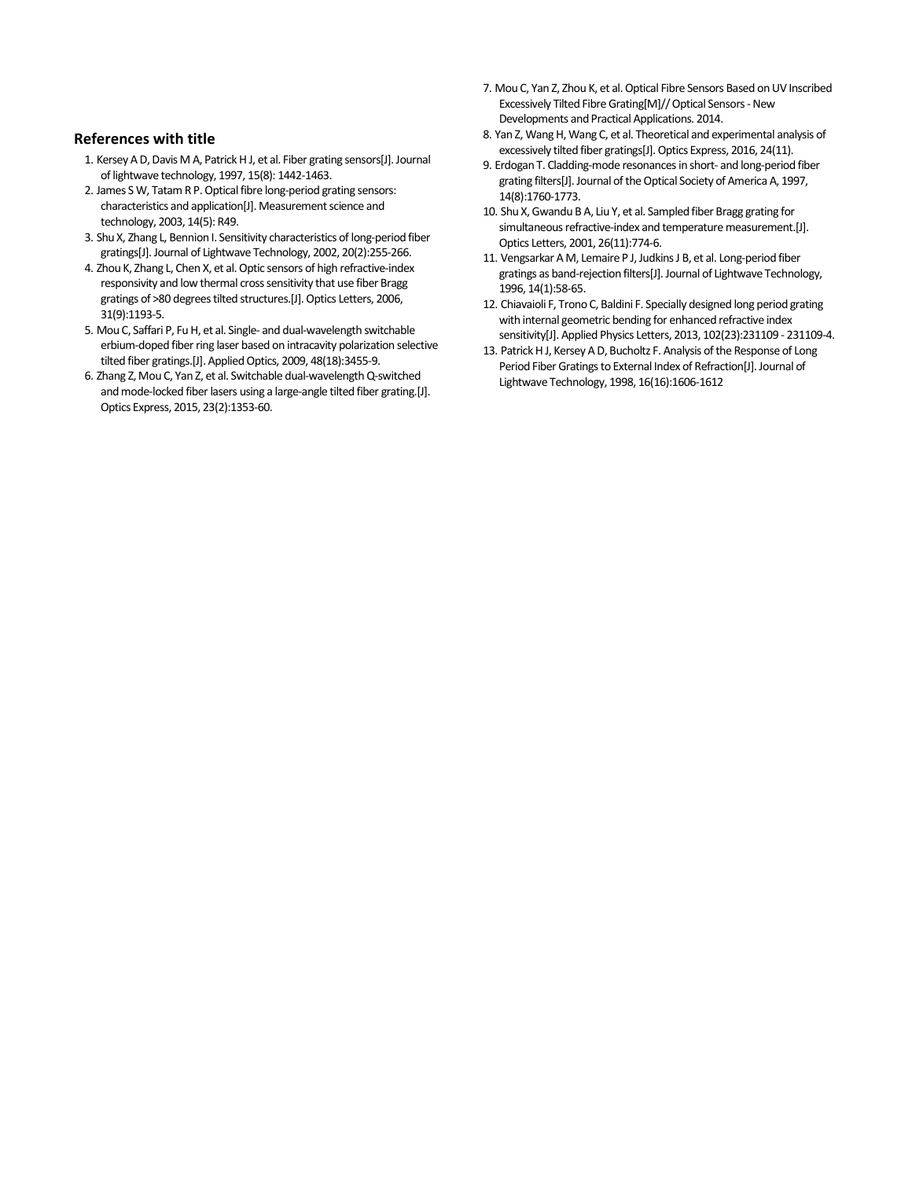## References with title

1. Kersey A D, Davis M A, Patrick H J, et al. Fiber grating sensors[J]. Journal of lightwave technology, 1997, 15(8): 1442-1463.
2. James S W, Tatam R P. Optical fibre long-period grating sensors: characteristics and application[J]. Measurement science and technology, 2003, 14(5): R49.
3. Shu X, Zhang L, Bennion I. Sensitivity characteristics of long-period fiber gratings[J]. Journal of Lightwave Technology, 2002, 20(2):255-266.
4. Zhou K, Zhang L, Chen X, et al. Optic sensors of high refractive-index responsivity and low thermal cross sensitivity that use fiber Bragg gratings of >80 degrees tilted structures.[J]. Optics Letters, 2006, 31(9):1193-5.
5. Mou C, Saffari P, Fu H, et al. Single- and dual-wavelength switchable erbium-doped fiber ring laser based on intracavity polarization selective tilted fiber gratings.[J]. Applied Optics, 2009, 48(18):3455-9.
6. Zhang Z, Mou C, Yan Z, et al. Switchable dual-wavelength Q-switched and mode-locked fiber lasers using a large-angle tilted fiber grating.[J]. Optics Express, 2015, 23(2):1353-60.
7. Mou C, Yan Z, Zhou K, et al. Optical Fibre Sensors Based on UV Inscribed Excessively Tilted Fibre Grating[M]// Optical Sensors - New Developments and Practical Applications. 2014.
8. Yan Z, Wang H, Wang C, et al. Theoretical and experimental analysis of excessively tilted fiber gratings[J]. Optics Express, 2016, 24(11).
9. Erdogan T. Cladding-mode resonances in short- and long-period fiber grating filters[J]. Journal of the Optical Society of America A, 1997, 14(8):1760-1773.
10. Shu X, Gwandu B A, Liu Y, et al. Sampled fiber Bragg grating for simultaneous refractive-index and temperature measurement.[J]. Optics Letters, 2001, 26(11):774-6.
11. Vengsarkar A M, Lemaire P J, Judkins J B, et al. Long-period fiber gratings as band-rejection filters[J]. Journal of Lightwave Technology, 1996, 14(1):58-65.
12. Chiavaioli F, Trono C, Baldini F. Specially designed long period grating with internal geometric bending for enhanced refractive index sensitivity[J]. Applied Physics Letters, 2013, 102(23):231109 - 231109-4.
13. Patrick H J, Kersey A D, Bucholtz F. Analysis of the Response of Long Period Fiber Gratings to External Index of Refraction[J]. Journal of Lightwave Technology, 1998, 16(16):1606-1612